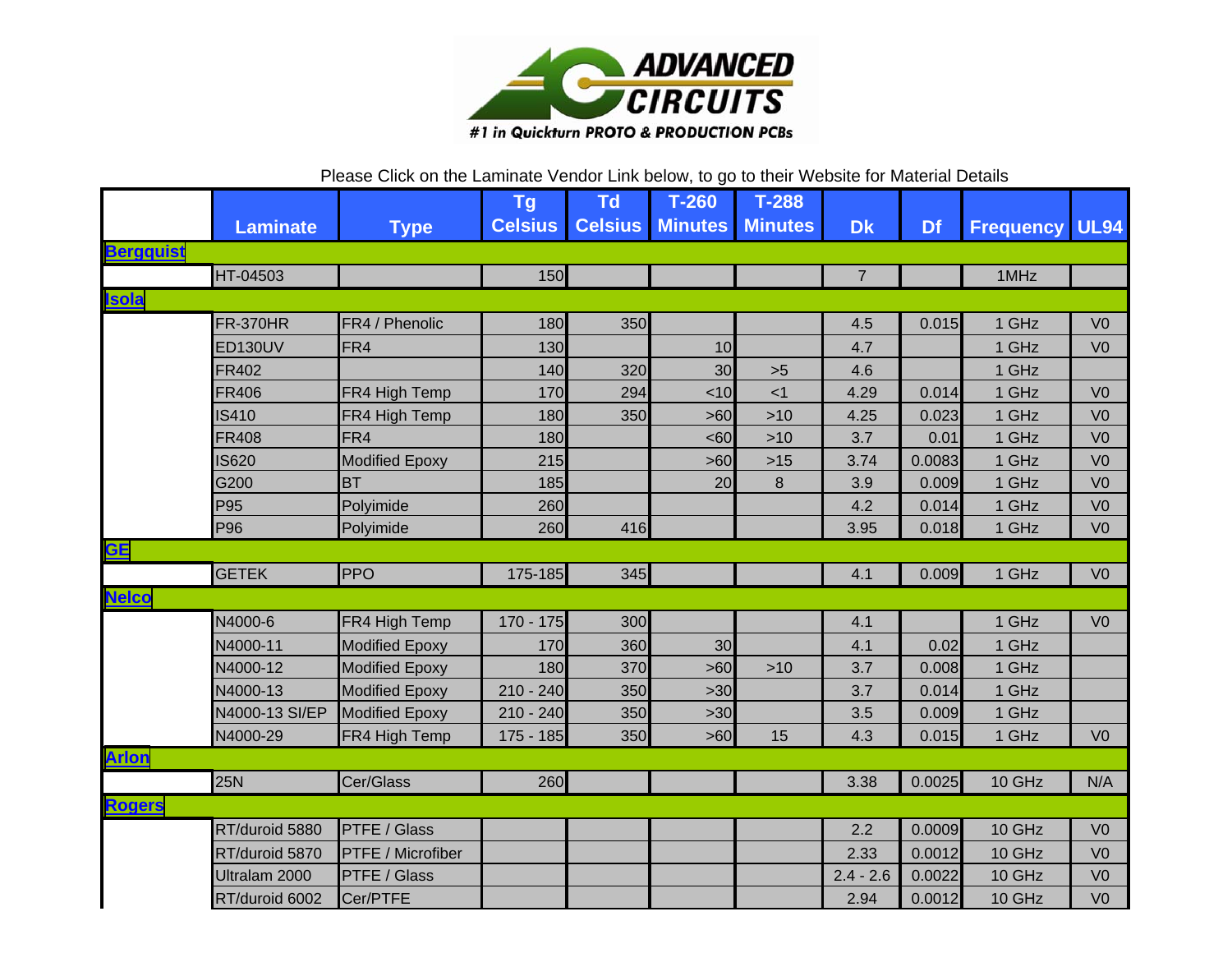ADVANCED CIRCUITS

#1 in Quickturn PROTO & PRODUCTION PCBs

Please Click on the Laminate Vendor Link below, to go to their Website for Material Details

| | Laminate | Type | Tg Celsius | Td Celsius | T-260 Minutes | T-288 Minutes | Dk | Df | Frequency | UL94 |
|---|---|---|---|---|---|---|---|---|---|---|
| **Bergquist** | | | | | | | | | | |
| | HT-04503 | | 150 | | | | 7 | | 1MHz | |
| **Isola** | | | | | | | | | | |
| | FR-370HR | FR4 / Phenolic | 180 | 350 | | | 4.5 | 0.015 | 1 GHz | V0 |
| | ED130UV | FR4 | 130 | | 10 | | 4.7 | | 1 GHz | V0 |
| | FR402 | | 140 | 320 | 30 | >5 | 4.6 | | 1 GHz | |
| | FR406 | FR4 High Temp | 170 | 294 | <10 | <1 | 4.29 | 0.014 | 1 GHz | V0 |
| | IS410 | FR4 High Temp | 180 | 350 | >60 | >10 | 4.25 | 0.023 | 1 GHz | V0 |
| | FR408 | FR4 | 180 | | <60 | >10 | 3.7 | 0.01 | 1 GHz | V0 |
| | IS620 | Modified Epoxy | 215 | | >60 | >15 | 3.74 | 0.0083 | 1 GHz | V0 |
| | G200 | BT | 185 | | 20 | 8 | 3.9 | 0.009 | 1 GHz | V0 |
| | P95 | Polyimide | 260 | | | | 4.2 | 0.014 | 1 GHz | V0 |
| | P96 | Polyimide | 260 | 416 | | | 3.95 | 0.018 | 1 GHz | V0 |
| **GE** | | | | | | | | | | |
| | GETEK | PPO | 175-185 | 345 | | | 4.1 | 0.009 | 1 GHz | V0 |
| **Nelco** | | | | | | | | | | |
| | N4000-6 | FR4 High Temp | 170 - 175 | 300 | | | 4.1 | | 1 GHz | V0 |
| | N4000-11 | Modified Epoxy | 170 | 360 | 30 | | 4.1 | 0.02 | 1 GHz | |
| | N4000-12 | Modified Epoxy | 180 | 370 | >60 | >10 | 3.7 | 0.008 | 1 GHz | |
| | N4000-13 | Modified Epoxy | 210 - 240 | 350 | >30 | | 3.7 | 0.014 | 1 GHz | |
| | N4000-13 SI/EP | Modified Epoxy | 210 - 240 | 350 | >30 | | 3.5 | 0.009 | 1 GHz | |
| | N4000-29 | FR4 High Temp | 175 - 185 | 350 | >60 | 15 | 4.3 | 0.015 | 1 GHz | V0 |
| **Arlon** | | | | | | | | | | |
| | 25N | Cer/Glass | 260 | | | | 3.38 | 0.0025 | 10 GHz | N/A |
| **Rogers** | | | | | | | | | | |
| | RT/duroid 5880 | PTFE / Glass | | | | | 2.2 | 0.0009 | 10 GHz | V0 |
| | RT/duroid 5870 | PTFE / Microfiber | | | | | 2.33 | 0.0012 | 10 GHz | V0 |
| | Ultralam 2000 | PTFE / Glass | | | | | 2.4 - 2.6 | 0.0022 | 10 GHz | V0 |
| | RT/duroid 6002 | Cer/PTFE | | | | | 2.94 | 0.0012 | 10 GHz | V0 |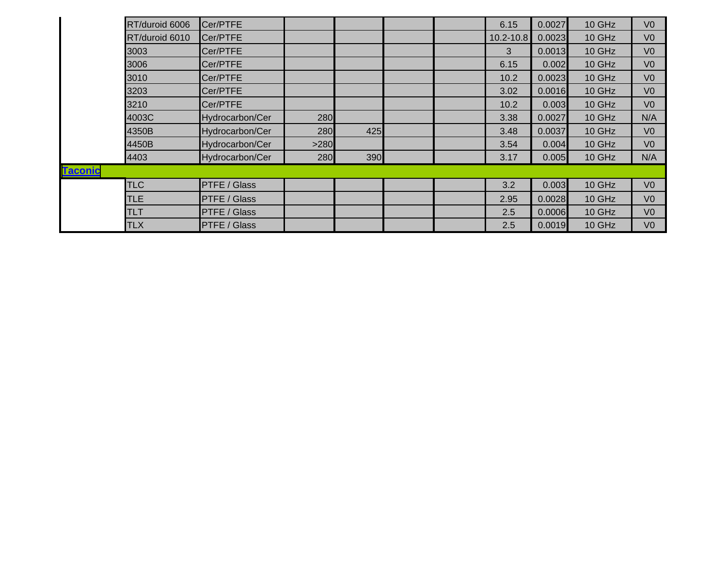| | | | | | | | | | | |
|---|---|---|---|---|---|---|---|---|---|---|
| | RT/duroid 6006 | Cer/PTFE | | | | | 6.15 | 0.0027 | 10 GHz | V0 |
| | RT/duroid 6010 | Cer/PTFE | | | | | 10.2-10.8 | 0.0023 | 10 GHz | V0 |
| | 3003 | Cer/PTFE | | | | | 3 | 0.0013 | 10 GHz | V0 |
| | 3006 | Cer/PTFE | | | | | 6.15 | 0.002 | 10 GHz | V0 |
| | 3010 | Cer/PTFE | | | | | 10.2 | 0.0023 | 10 GHz | V0 |
| | 3203 | Cer/PTFE | | | | | 3.02 | 0.0016 | 10 GHz | V0 |
| | 3210 | Cer/PTFE | | | | | 10.2 | 0.003 | 10 GHz | V0 |
| | 4003C | Hydrocarbon/Cer | 280 | | | | 3.38 | 0.0027 | 10 GHz | N/A |
| | 4350B | Hydrocarbon/Cer | 280 | 425 | | | 3.48 | 0.0037 | 10 GHz | V0 |
| | 4450B | Hydrocarbon/Cer | >280 | | | | 3.54 | 0.004 | 10 GHz | V0 |
| | 4403 | Hydrocarbon/Cer | 280 | 390 | | | 3.17 | 0.005 | 10 GHz | N/A |
| Taconic | | | | | | | | | | |
| | TLC | PTFE / Glass | | | | | 3.2 | 0.003 | 10 GHz | V0 |
| | TLE | PTFE / Glass | | | | | 2.95 | 0.0028 | 10 GHz | V0 |
| | TLT | PTFE / Glass | | | | | 2.5 | 0.0006 | 10 GHz | V0 |
| | TLX | PTFE / Glass | | | | | 2.5 | 0.0019 | 10 GHz | V0 |